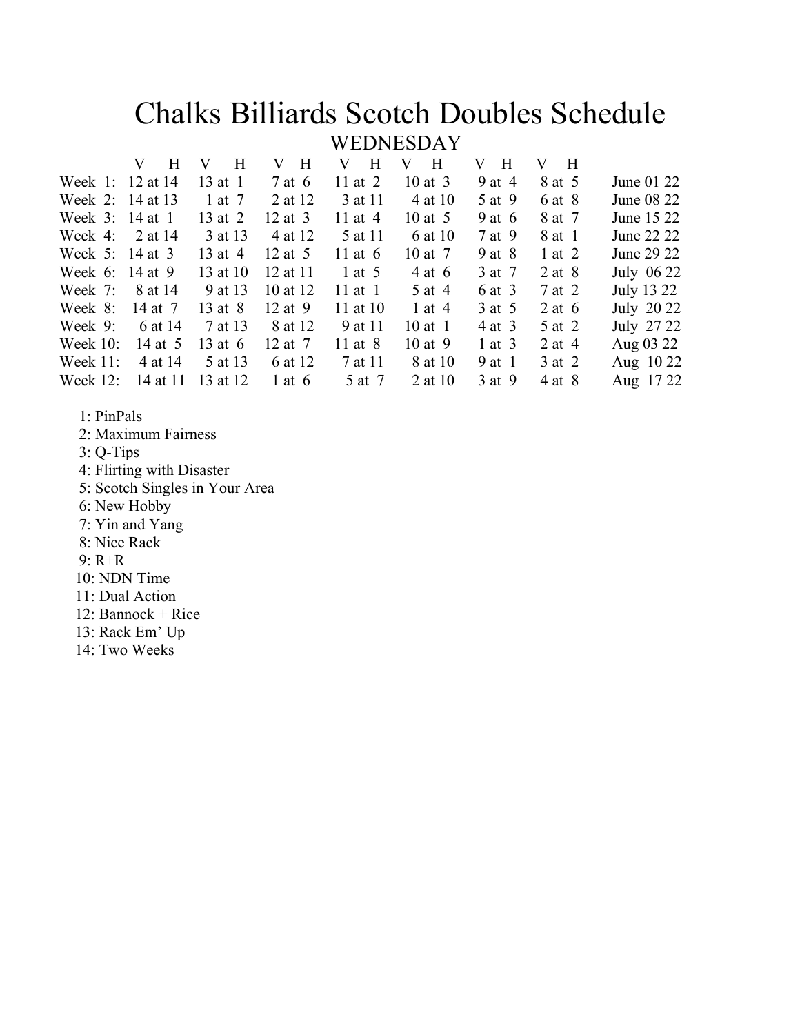# Chalks Billiards Scotch Doubles Schedule

## WEDNESDAY

| | V H | V H | V H | V H | V H | V H | V H | |
|---|---|---|---|---|---|---|---|---|
| Week 1: | 12 at 14 | 13 at 1 | 7 at 6 | 11 at 2 | 10 at 3 | 9 at 4 | 8 at 5 | June 01 22 |
| Week 2: | 14 at 13 | 1 at 7 | 2 at 12 | 3 at 11 | 4 at 10 | 5 at 9 | 6 at 8 | June 08 22 |
| Week 3: | 14 at 1 | 13 at 2 | 12 at 3 | 11 at 4 | 10 at 5 | 9 at 6 | 8 at 7 | June 15 22 |
| Week 4: | 2 at 14 | 3 at 13 | 4 at 12 | 5 at 11 | 6 at 10 | 7 at 9 | 8 at 1 | June 22 22 |
| Week 5: | 14 at 3 | 13 at 4 | 12 at 5 | 11 at 6 | 10 at 7 | 9 at 8 | 1 at 2 | June 29 22 |
| Week 6: | 14 at 9 | 13 at 10 | 12 at 11 | 1 at 5 | 4 at 6 | 3 at 7 | 2 at 8 | July 06 22 |
| Week 7: | 8 at 14 | 9 at 13 | 10 at 12 | 11 at 1 | 5 at 4 | 6 at 3 | 7 at 2 | July 13 22 |
| Week 8: | 14 at 7 | 13 at 8 | 12 at 9 | 11 at 10 | 1 at 4 | 3 at 5 | 2 at 6 | July 20 22 |
| Week 9: | 6 at 14 | 7 at 13 | 8 at 12 | 9 at 11 | 10 at 1 | 4 at 3 | 5 at 2 | July 27 22 |
| Week 10: | 14 at 5 | 13 at 6 | 12 at 7 | 11 at 8 | 10 at 9 | 1 at 3 | 2 at 4 | Aug 03 22 |
| Week 11: | 4 at 14 | 5 at 13 | 6 at 12 | 7 at 11 | 8 at 10 | 9 at 1 | 3 at 2 | Aug 10 22 |
| Week 12: | 14 at 11 | 13 at 12 | 1 at 6 | 5 at 7 | 2 at 10 | 3 at 9 | 4 at 8 | Aug 17 22 |

1: PinPals
2: Maximum Fairness
3: Q-Tips
4: Flirting with Disaster
5: Scotch Singles in Your Area
6: New Hobby
7: Yin and Yang
8: Nice Rack
9: R+R
10: NDN Time
11: Dual Action
12: Bannock + Rice
13: Rack Em' Up
14: Two Weeks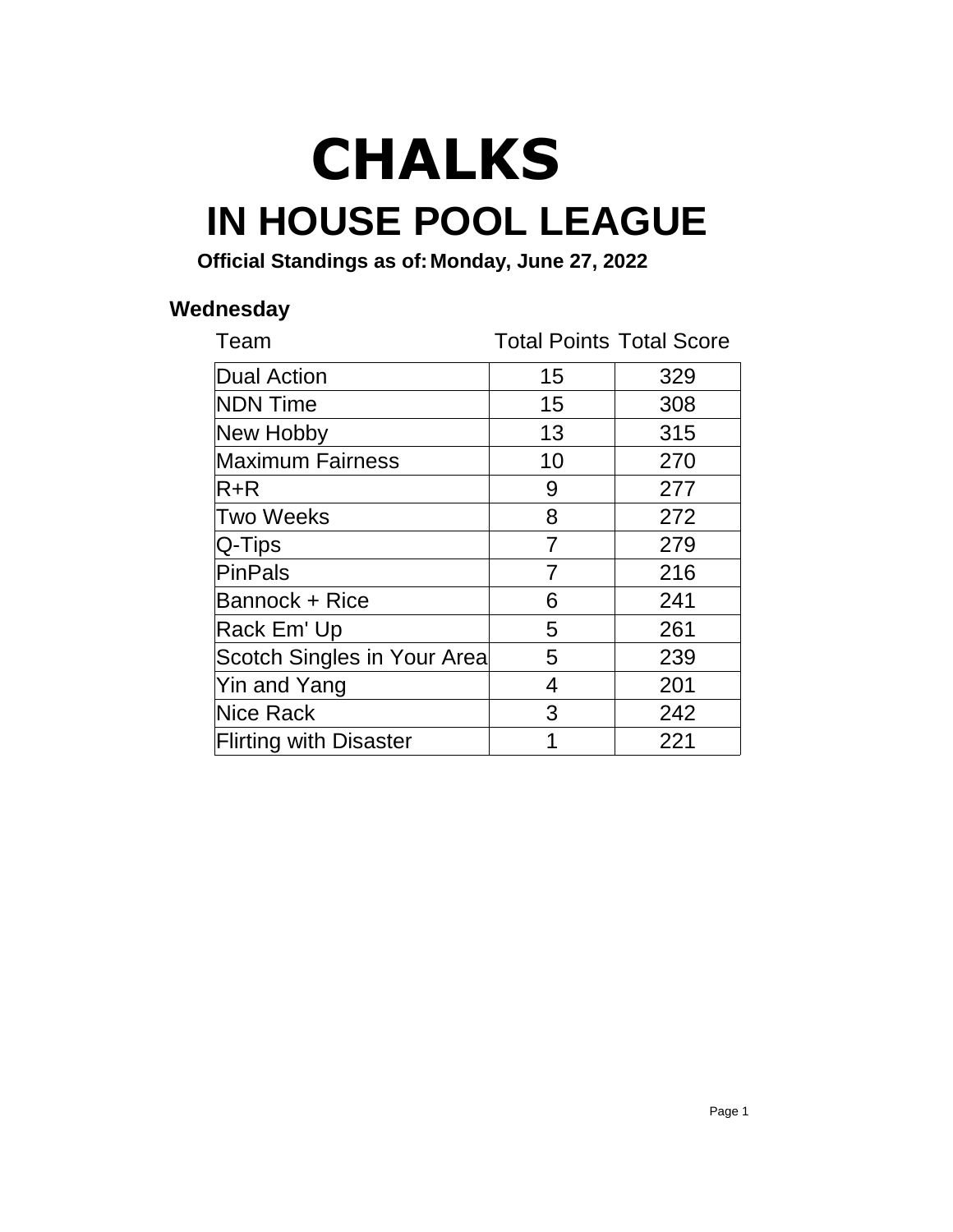# CHALKS

## IN HOUSE POOL LEAGUE

**Official Standings as of: Monday, June 27, 2022**

### Wednesday

| Team | Total Points | Total Score |
|---|---|---|
| Dual Action | 15 | 329 |
| NDN Time | 15 | 308 |
| New Hobby | 13 | 315 |
| Maximum Fairness | 10 | 270 |
| R+R | 9 | 277 |
| Two Weeks | 8 | 272 |
| Q-Tips | 7 | 279 |
| PinPals | 7 | 216 |
| Bannock + Rice | 6 | 241 |
| Rack Em' Up | 5 | 261 |
| Scotch Singles in Your Area | 5 | 239 |
| Yin and Yang | 4 | 201 |
| Nice Rack | 3 | 242 |
| Flirting with Disaster | 1 | 221 |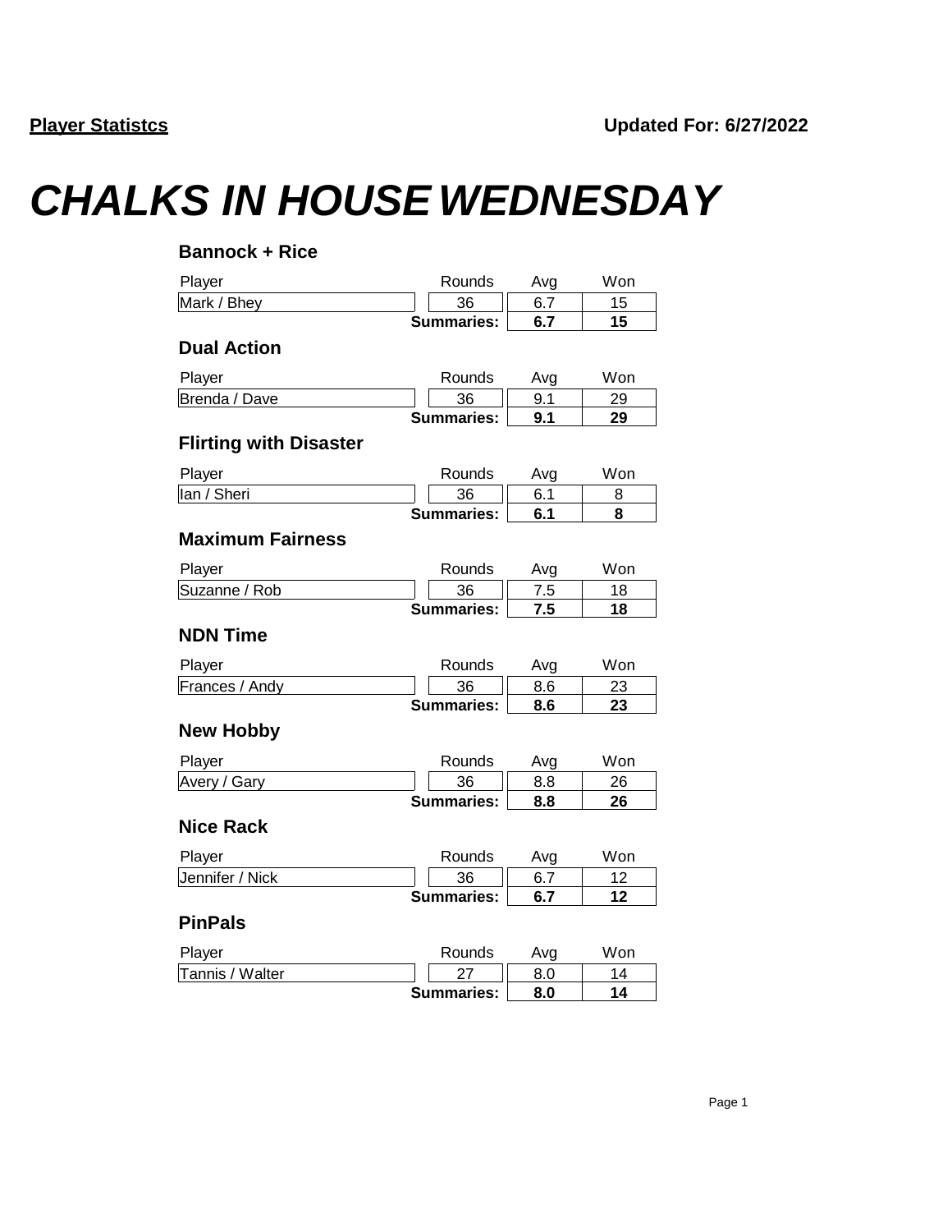**Player Statistcs**

**Updated For: 6/27/2022**

# *CHALKS IN HOUSE WEDNESDAY*

### Bannock + Rice

| Player | Rounds | Avg | Won |
|---|---|---|---|
| Mark / Bhey | 36 | 6.7 | 15 |
| | **Summaries:** | **6.7** | **15** |

### Dual Action

| Player | Rounds | Avg | Won |
|---|---|---|---|
| Brenda / Dave | 36 | 9.1 | 29 |
| | **Summaries:** | **9.1** | **29** |

### Flirting with Disaster

| Player | Rounds | Avg | Won |
|---|---|---|---|
| Ian / Sheri | 36 | 6.1 | 8 |
| | **Summaries:** | **6.1** | **8** |

### Maximum Fairness

| Player | Rounds | Avg | Won |
|---|---|---|---|
| Suzanne / Rob | 36 | 7.5 | 18 |
| | **Summaries:** | **7.5** | **18** |

### NDN Time

| Player | Rounds | Avg | Won |
|---|---|---|---|
| Frances / Andy | 36 | 8.6 | 23 |
| | **Summaries:** | **8.6** | **23** |

### New Hobby

| Player | Rounds | Avg | Won |
|---|---|---|---|
| Avery / Gary | 36 | 8.8 | 26 |
| | **Summaries:** | **8.8** | **26** |

### Nice Rack

| Player | Rounds | Avg | Won |
|---|---|---|---|
| Jennifer / Nick | 36 | 6.7 | 12 |
| | **Summaries:** | **6.7** | **12** |

### PinPals

| Player | Rounds | Avg | Won |
|---|---|---|---|
| Tannis / Walter | 27 | 8.0 | 14 |
| | **Summaries:** | **8.0** | **14** |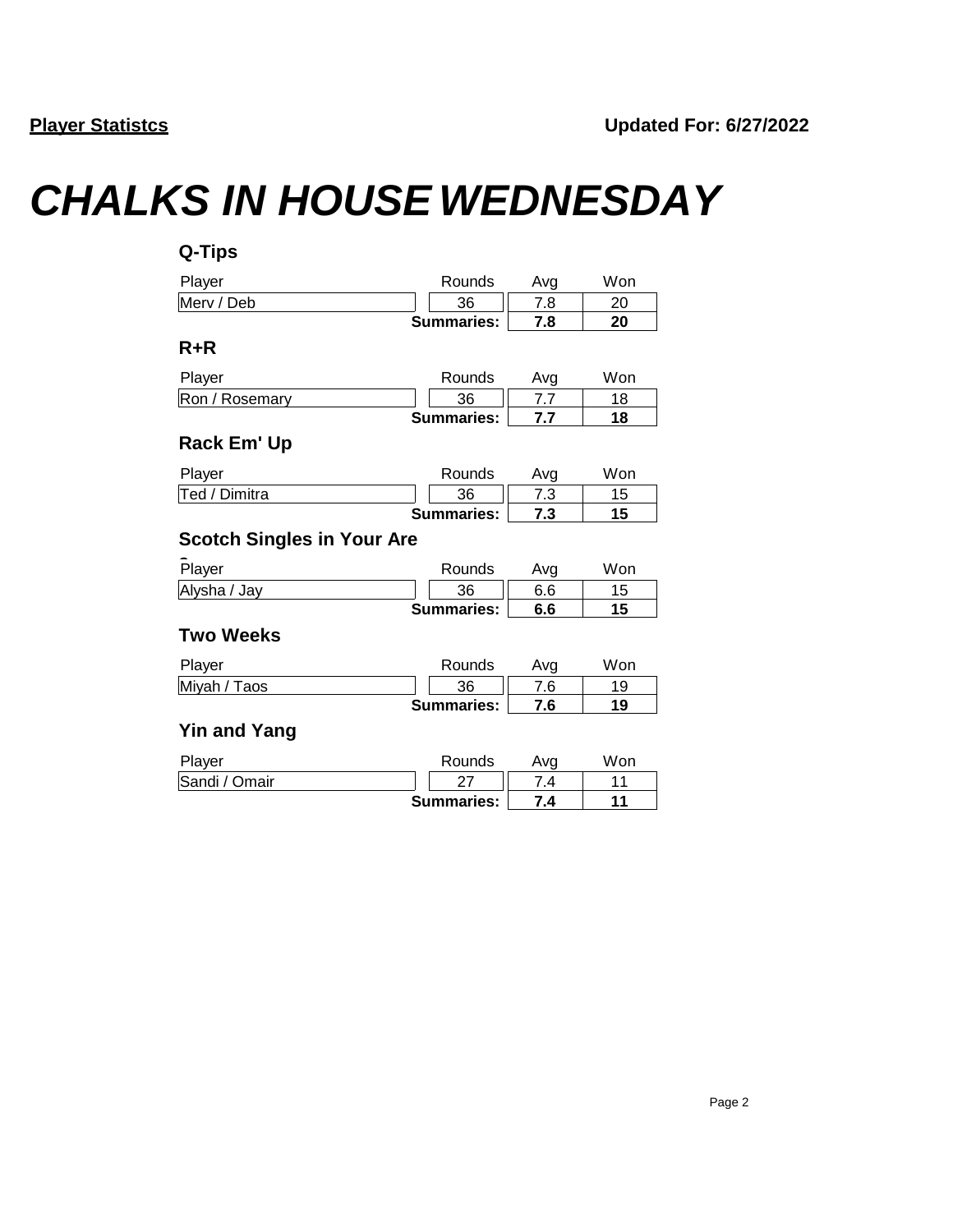**Player Statistcs** **Updated For: 6/27/2022**

# *CHALKS IN HOUSE WEDNESDAY*

### Q-Tips

| Player | Rounds | Avg | Won |
|---|---|---|---|
| Merv / Deb | 36 | 7.8 | 20 |
| | **Summaries:** | **7.8** | **20** |

### R+R

| Player | Rounds | Avg | Won |
|---|---|---|---|
| Ron / Rosemary | 36 | 7.7 | 18 |
| | **Summaries:** | **7.7** | **18** |

### Rack Em' Up

| Player | Rounds | Avg | Won |
|---|---|---|---|
| Ted / Dimitra | 36 | 7.3 | 15 |
| | **Summaries:** | **7.3** | **15** |

### Scotch Singles in Your Are

| Player | Rounds | Avg | Won |
|---|---|---|---|
| Alysha / Jay | 36 | 6.6 | 15 |
| | **Summaries:** | **6.6** | **15** |

### Two Weeks

| Player | Rounds | Avg | Won |
|---|---|---|---|
| Miyah / Taos | 36 | 7.6 | 19 |
| | **Summaries:** | **7.6** | **19** |

### Yin and Yang

| Player | Rounds | Avg | Won |
|---|---|---|---|
| Sandi / Omair | 27 | 7.4 | 11 |
| | **Summaries:** | **7.4** | **11** |